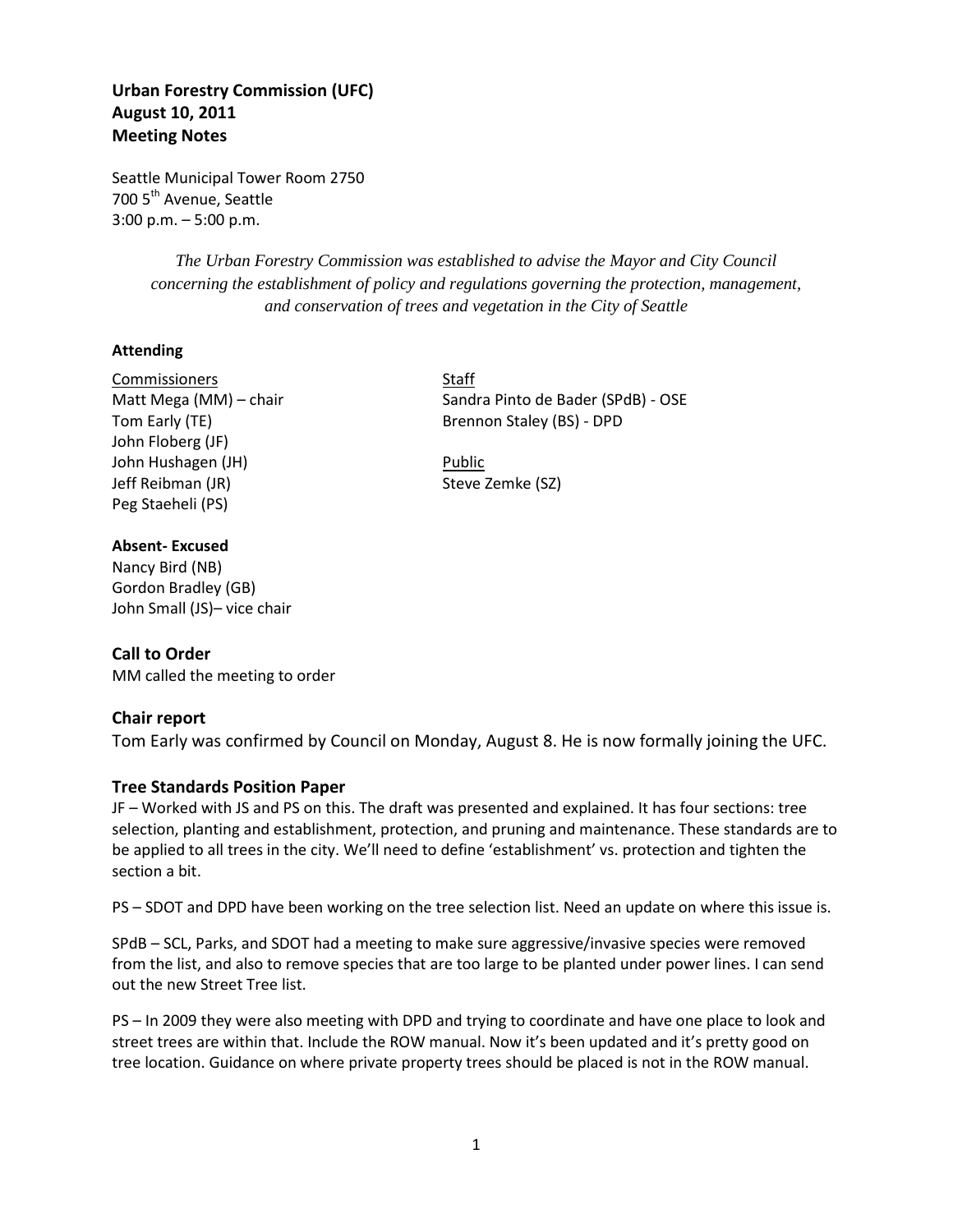**Urban Forestry Commission (UFC)**
**August 10, 2011**
**Meeting Notes**

Seattle Municipal Tower Room 2750
700 5th Avenue, Seattle
3:00 p.m. – 5:00 p.m.

*The Urban Forestry Commission was established to advise the Mayor and City Council concerning the establishment of policy and regulations governing the protection, management, and conservation of trees and vegetation in the City of Seattle*

**Attending**

Commissioners
Matt Mega (MM) – chair
Tom Early (TE)
John Floberg (JF)
John Hushagen (JH)
Jeff Reibman (JR)
Peg Staeheli (PS)

Staff
Sandra Pinto de Bader (SPdB) - OSE
Brennon Staley (BS) - DPD

Public
Steve Zemke (SZ)

**Absent- Excused**
Nancy Bird (NB)
Gordon Bradley (GB)
John Small (JS)– vice chair

## Call to Order

MM called the meeting to order

## Chair report

Tom Early was confirmed by Council on Monday, August 8. He is now formally joining the UFC.

## Tree Standards Position Paper

JF – Worked with JS and PS on this. The draft was presented and explained. It has four sections: tree selection, planting and establishment, protection, and pruning and maintenance. These standards are to be applied to all trees in the city. We'll need to define 'establishment' vs. protection and tighten the section a bit.

PS – SDOT and DPD have been working on the tree selection list. Need an update on where this issue is.

SPdB – SCL, Parks, and SDOT had a meeting to make sure aggressive/invasive species were removed from the list, and also to remove species that are too large to be planted under power lines. I can send out the new Street Tree list.

PS – In 2009 they were also meeting with DPD and trying to coordinate and have one place to look and street trees are within that. Include the ROW manual. Now it's been updated and it's pretty good on tree location. Guidance on where private property trees should be placed is not in the ROW manual.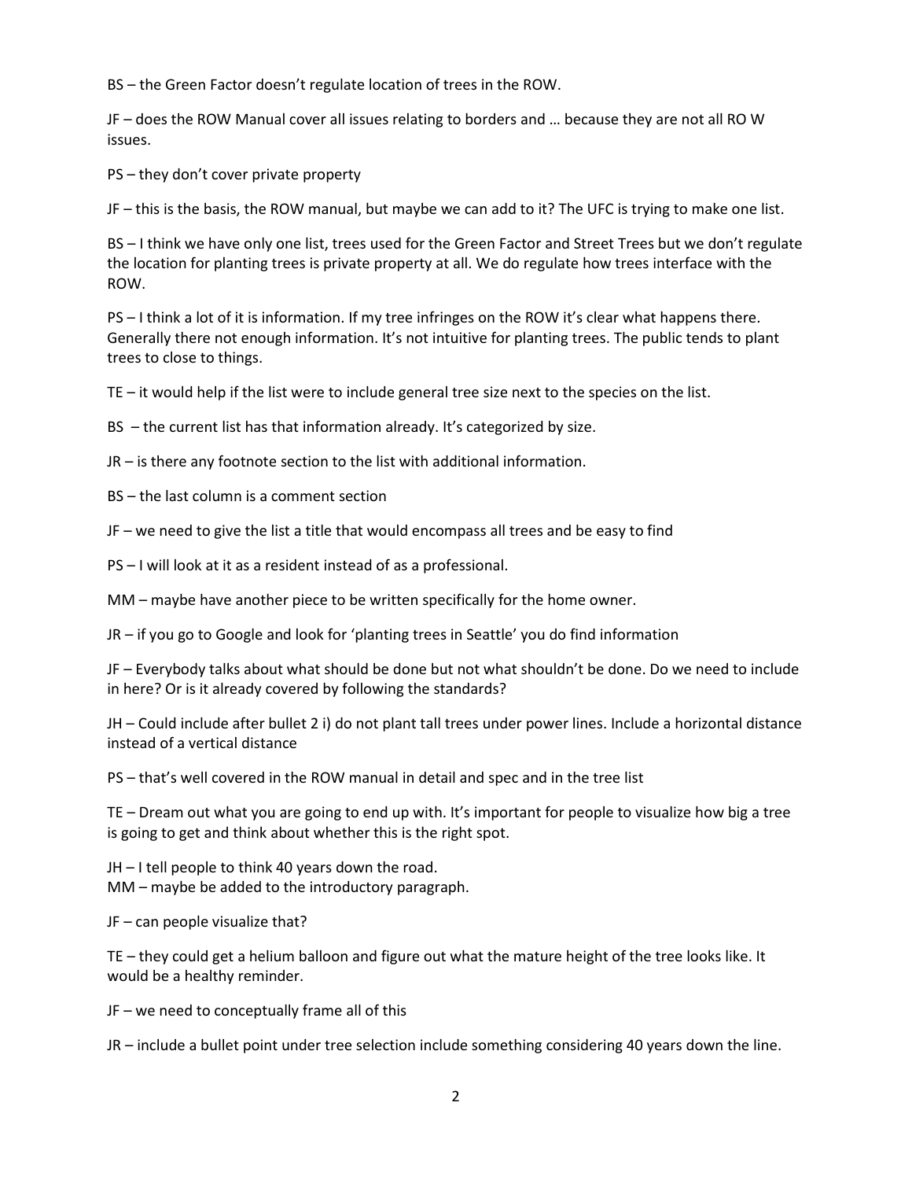BS – the Green Factor doesn't regulate location of trees in the ROW.

JF – does the ROW Manual cover all issues relating to borders and … because they are not all RO W issues.

PS – they don't cover private property

JF – this is the basis, the ROW manual, but maybe we can add to it? The UFC is trying to make one list.

BS – I think we have only one list, trees used for the Green Factor and Street Trees but we don't regulate the location for planting trees is private property at all. We do regulate how trees interface with the ROW.

PS – I think a lot of it is information. If my tree infringes on the ROW it's clear what happens there. Generally there not enough information. It's not intuitive for planting trees. The public tends to plant trees to close to things.

TE – it would help if the list were to include general tree size next to the species on the list.

BS – the current list has that information already. It's categorized by size.

JR – is there any footnote section to the list with additional information.

BS – the last column is a comment section

JF – we need to give the list a title that would encompass all trees and be easy to find

PS – I will look at it as a resident instead of as a professional.

MM – maybe have another piece to be written specifically for the home owner.

JR – if you go to Google and look for 'planting trees in Seattle' you do find information

JF – Everybody talks about what should be done but not what shouldn't be done. Do we need to include in here? Or is it already covered by following the standards?

JH – Could include after bullet 2 i) do not plant tall trees under power lines. Include a horizontal distance instead of a vertical distance

PS – that's well covered in the ROW manual in detail and spec and in the tree list

TE – Dream out what you are going to end up with. It's important for people to visualize how big a tree is going to get and think about whether this is the right spot.

JH – I tell people to think 40 years down the road.
MM – maybe be added to the introductory paragraph.

JF – can people visualize that?

TE – they could get a helium balloon and figure out what the mature height of the tree looks like. It would be a healthy reminder.

JF – we need to conceptually frame all of this

JR – include a bullet point under tree selection include something considering 40 years down the line.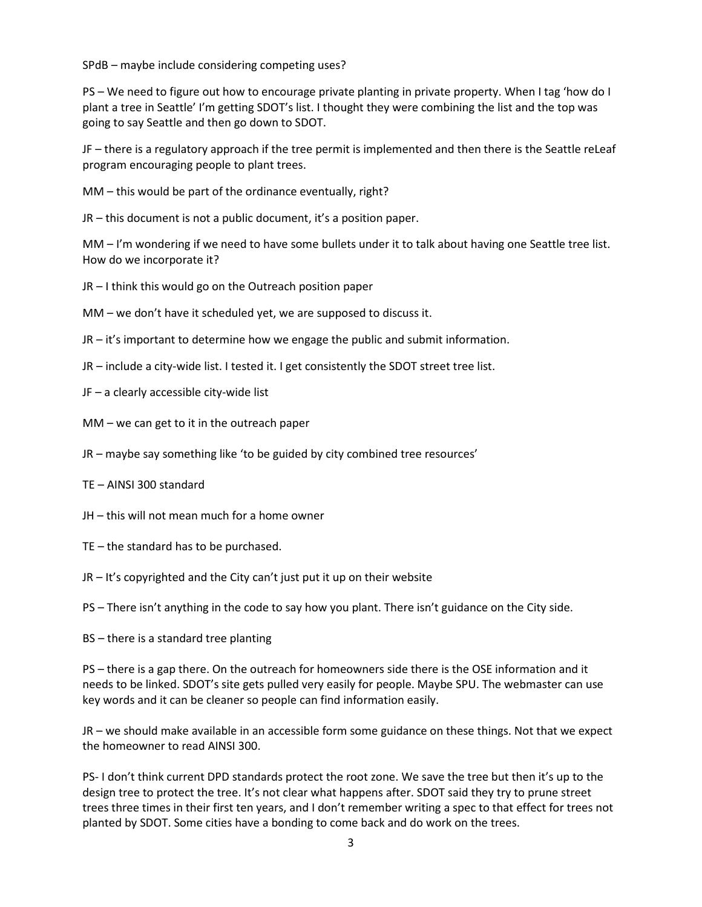SPdB – maybe include considering competing uses?

PS – We need to figure out how to encourage private planting in private property. When I tag 'how do I plant a tree in Seattle' I'm getting SDOT's list. I thought they were combining the list and the top was going to say Seattle and then go down to SDOT.

JF – there is a regulatory approach if the tree permit is implemented and then there is the Seattle reLeaf program encouraging people to plant trees.

MM – this would be part of the ordinance eventually, right?

JR – this document is not a public document, it's a position paper.

MM – I'm wondering if we need to have some bullets under it to talk about having one Seattle tree list. How do we incorporate it?

JR – I think this would go on the Outreach position paper

MM – we don't have it scheduled yet, we are supposed to discuss it.

JR – it's important to determine how we engage the public and submit information.

JR – include a city-wide list. I tested it. I get consistently the SDOT street tree list.

JF – a clearly accessible city-wide list

MM – we can get to it in the outreach paper

JR – maybe say something like 'to be guided by city combined tree resources'

TE – AINSI 300 standard

JH – this will not mean much for a home owner

TE – the standard has to be purchased.

JR – It's copyrighted and the City can't just put it up on their website

PS – There isn't anything in the code to say how you plant. There isn't guidance on the City side.

BS – there is a standard tree planting

PS – there is a gap there. On the outreach for homeowners side there is the OSE information and it needs to be linked. SDOT's site gets pulled very easily for people. Maybe SPU. The webmaster can use key words and it can be cleaner so people can find information easily.

JR – we should make available in an accessible form some guidance on these things. Not that we expect the homeowner to read AINSI 300.

PS- I don't think current DPD standards protect the root zone. We save the tree but then it's up to the design tree to protect the tree. It's not clear what happens after. SDOT said they try to prune street trees three times in their first ten years, and I don't remember writing a spec to that effect for trees not planted by SDOT. Some cities have a bonding to come back and do work on the trees.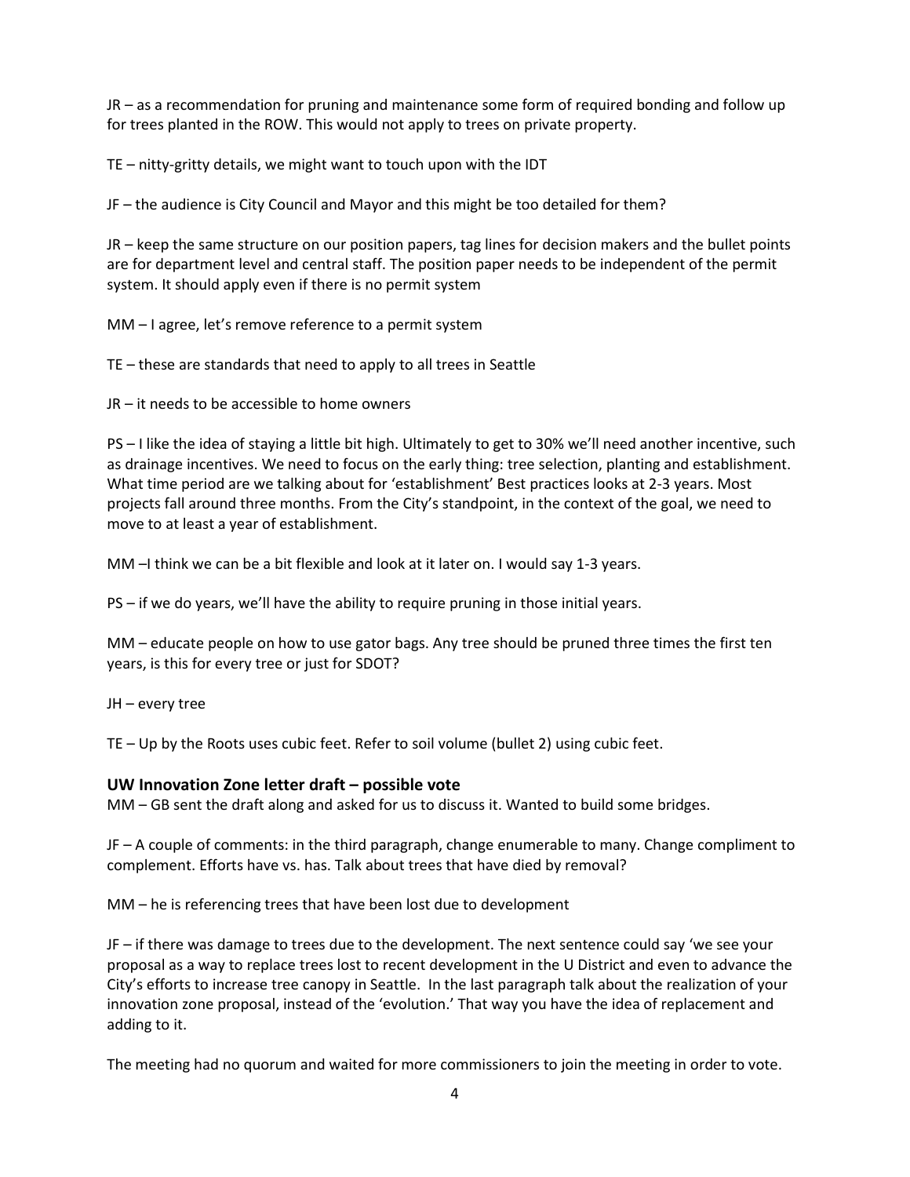JR – as a recommendation for pruning and maintenance some form of required bonding and follow up for trees planted in the ROW. This would not apply to trees on private property.

TE – nitty-gritty details, we might want to touch upon with the IDT

JF – the audience is City Council and Mayor and this might be too detailed for them?

JR – keep the same structure on our position papers, tag lines for decision makers and the bullet points are for department level and central staff. The position paper needs to be independent of the permit system. It should apply even if there is no permit system

MM – I agree, let's remove reference to a permit system

TE – these are standards that need to apply to all trees in Seattle

JR – it needs to be accessible to home owners

PS – I like the idea of staying a little bit high. Ultimately to get to 30% we'll need another incentive, such as drainage incentives. We need to focus on the early thing: tree selection, planting and establishment. What time period are we talking about for 'establishment' Best practices looks at 2-3 years. Most projects fall around three months. From the City's standpoint, in the context of the goal, we need to move to at least a year of establishment.

MM –I think we can be a bit flexible and look at it later on. I would say 1-3 years.

PS – if we do years, we'll have the ability to require pruning in those initial years.

MM – educate people on how to use gator bags. Any tree should be pruned three times the first ten years, is this for every tree or just for SDOT?

JH – every tree

TE – Up by the Roots uses cubic feet. Refer to soil volume (bullet 2) using cubic feet.

### UW Innovation Zone letter draft – possible vote

MM – GB sent the draft along and asked for us to discuss it. Wanted to build some bridges.

JF – A couple of comments: in the third paragraph, change enumerable to many. Change compliment to complement. Efforts have vs. has. Talk about trees that have died by removal?

MM – he is referencing trees that have been lost due to development

JF – if there was damage to trees due to the development. The next sentence could say 'we see your proposal as a way to replace trees lost to recent development in the U District and even to advance the City's efforts to increase tree canopy in Seattle. In the last paragraph talk about the realization of your innovation zone proposal, instead of the 'evolution.' That way you have the idea of replacement and adding to it.

The meeting had no quorum and waited for more commissioners to join the meeting in order to vote.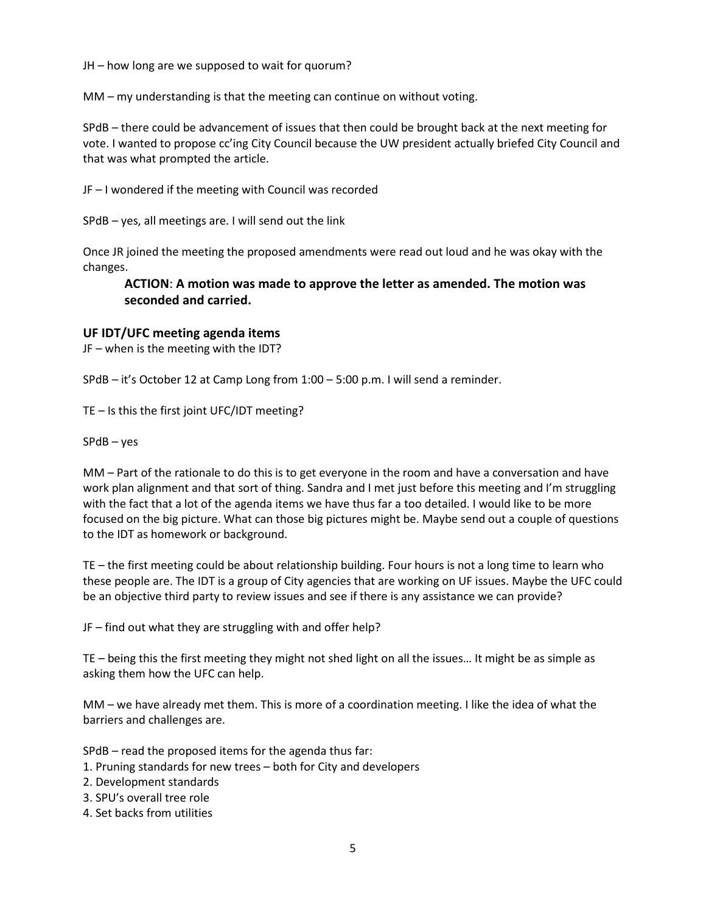JH – how long are we supposed to wait for quorum?

MM – my understanding is that the meeting can continue on without voting.

SPdB – there could be advancement of issues that then could be brought back at the next meeting for vote. I wanted to propose cc'ing City Council because the UW president actually briefed City Council and that was what prompted the article.

JF – I wondered if the meeting with Council was recorded

SPdB – yes, all meetings are. I will send out the link

Once JR joined the meeting the proposed amendments were read out loud and he was okay with the changes.

> **ACTION**: **A motion was made to approve the letter as amended. The motion was seconded and carried.**

**UF IDT/UFC meeting agenda items**

JF – when is the meeting with the IDT?

SPdB – it's October 12 at Camp Long from 1:00 – 5:00 p.m. I will send a reminder.

TE – Is this the first joint UFC/IDT meeting?

SPdB – yes

MM – Part of the rationale to do this is to get everyone in the room and have a conversation and have work plan alignment and that sort of thing. Sandra and I met just before this meeting and I'm struggling with the fact that a lot of the agenda items we have thus far a too detailed. I would like to be more focused on the big picture. What can those big pictures might be. Maybe send out a couple of questions to the IDT as homework or background.

TE – the first meeting could be about relationship building. Four hours is not a long time to learn who these people are. The IDT is a group of City agencies that are working on UF issues. Maybe the UFC could be an objective third party to review issues and see if there is any assistance we can provide?

JF – find out what they are struggling with and offer help?

TE – being this the first meeting they might not shed light on all the issues… It might be as simple as asking them how the UFC can help.

MM – we have already met them. This is more of a coordination meeting. I like the idea of what the barriers and challenges are.

SPdB – read the proposed items for the agenda thus far:
1. Pruning standards for new trees – both for City and developers
2. Development standards
3. SPU's overall tree role
4. Set backs from utilities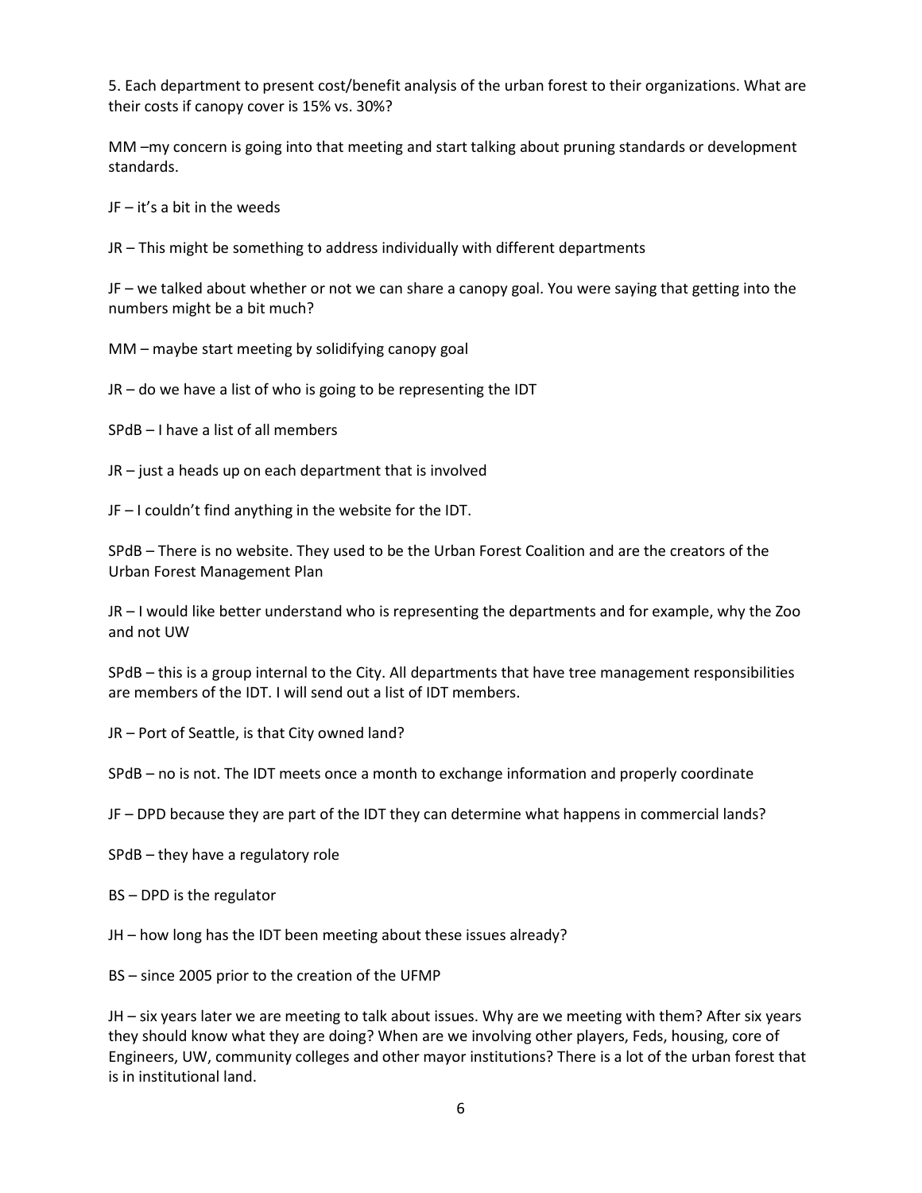5. Each department to present cost/benefit analysis of the urban forest to their organizations. What are their costs if canopy cover is 15% vs. 30%?

MM –my concern is going into that meeting and start talking about pruning standards or development standards.

JF – it's a bit in the weeds

JR – This might be something to address individually with different departments

JF – we talked about whether or not we can share a canopy goal. You were saying that getting into the numbers might be a bit much?

MM – maybe start meeting by solidifying canopy goal

JR – do we have a list of who is going to be representing the IDT

SPdB – I have a list of all members

JR – just a heads up on each department that is involved

JF – I couldn't find anything in the website for the IDT.

SPdB – There is no website. They used to be the Urban Forest Coalition and are the creators of the Urban Forest Management Plan

JR – I would like better understand who is representing the departments and for example, why the Zoo and not UW

SPdB – this is a group internal to the City. All departments that have tree management responsibilities are members of the IDT. I will send out a list of IDT members.

JR – Port of Seattle, is that City owned land?

SPdB – no is not. The IDT meets once a month to exchange information and properly coordinate

JF – DPD because they are part of the IDT they can determine what happens in commercial lands?

SPdB – they have a regulatory role

BS – DPD is the regulator

JH – how long has the IDT been meeting about these issues already?

BS – since 2005 prior to the creation of the UFMP

JH – six years later we are meeting to talk about issues. Why are we meeting with them? After six years they should know what they are doing? When are we involving other players, Feds, housing, core of Engineers, UW, community colleges and other mayor institutions? There is a lot of the urban forest that is in institutional land.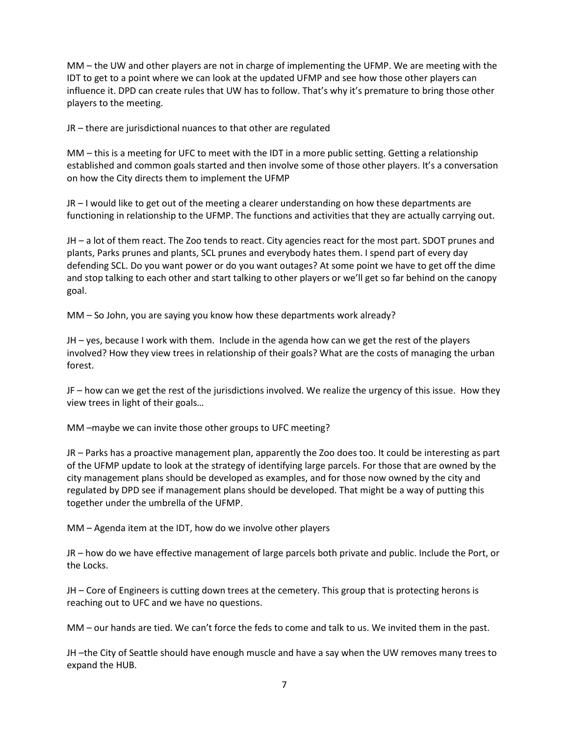MM – the UW and other players are not in charge of implementing the UFMP. We are meeting with the IDT to get to a point where we can look at the updated UFMP and see how those other players can influence it. DPD can create rules that UW has to follow. That's why it's premature to bring those other players to the meeting.

JR – there are jurisdictional nuances to that other are regulated

MM – this is a meeting for UFC to meet with the IDT in a more public setting. Getting a relationship established and common goals started and then involve some of those other players. It's a conversation on how the City directs them to implement the UFMP

JR – I would like to get out of the meeting a clearer understanding on how these departments are functioning in relationship to the UFMP. The functions and activities that they are actually carrying out.

JH – a lot of them react. The Zoo tends to react. City agencies react for the most part. SDOT prunes and plants, Parks prunes and plants, SCL prunes and everybody hates them. I spend part of every day defending SCL. Do you want power or do you want outages? At some point we have to get off the dime and stop talking to each other and start talking to other players or we'll get so far behind on the canopy goal.

MM – So John, you are saying you know how these departments work already?

JH – yes, because I work with them. Include in the agenda how can we get the rest of the players involved? How they view trees in relationship of their goals? What are the costs of managing the urban forest.

JF – how can we get the rest of the jurisdictions involved. We realize the urgency of this issue. How they view trees in light of their goals…

MM –maybe we can invite those other groups to UFC meeting?

JR – Parks has a proactive management plan, apparently the Zoo does too. It could be interesting as part of the UFMP update to look at the strategy of identifying large parcels. For those that are owned by the city management plans should be developed as examples, and for those now owned by the city and regulated by DPD see if management plans should be developed. That might be a way of putting this together under the umbrella of the UFMP.

MM – Agenda item at the IDT, how do we involve other players

JR – how do we have effective management of large parcels both private and public. Include the Port, or the Locks.

JH – Core of Engineers is cutting down trees at the cemetery. This group that is protecting herons is reaching out to UFC and we have no questions.

MM – our hands are tied. We can't force the feds to come and talk to us. We invited them in the past.

JH –the City of Seattle should have enough muscle and have a say when the UW removes many trees to expand the HUB.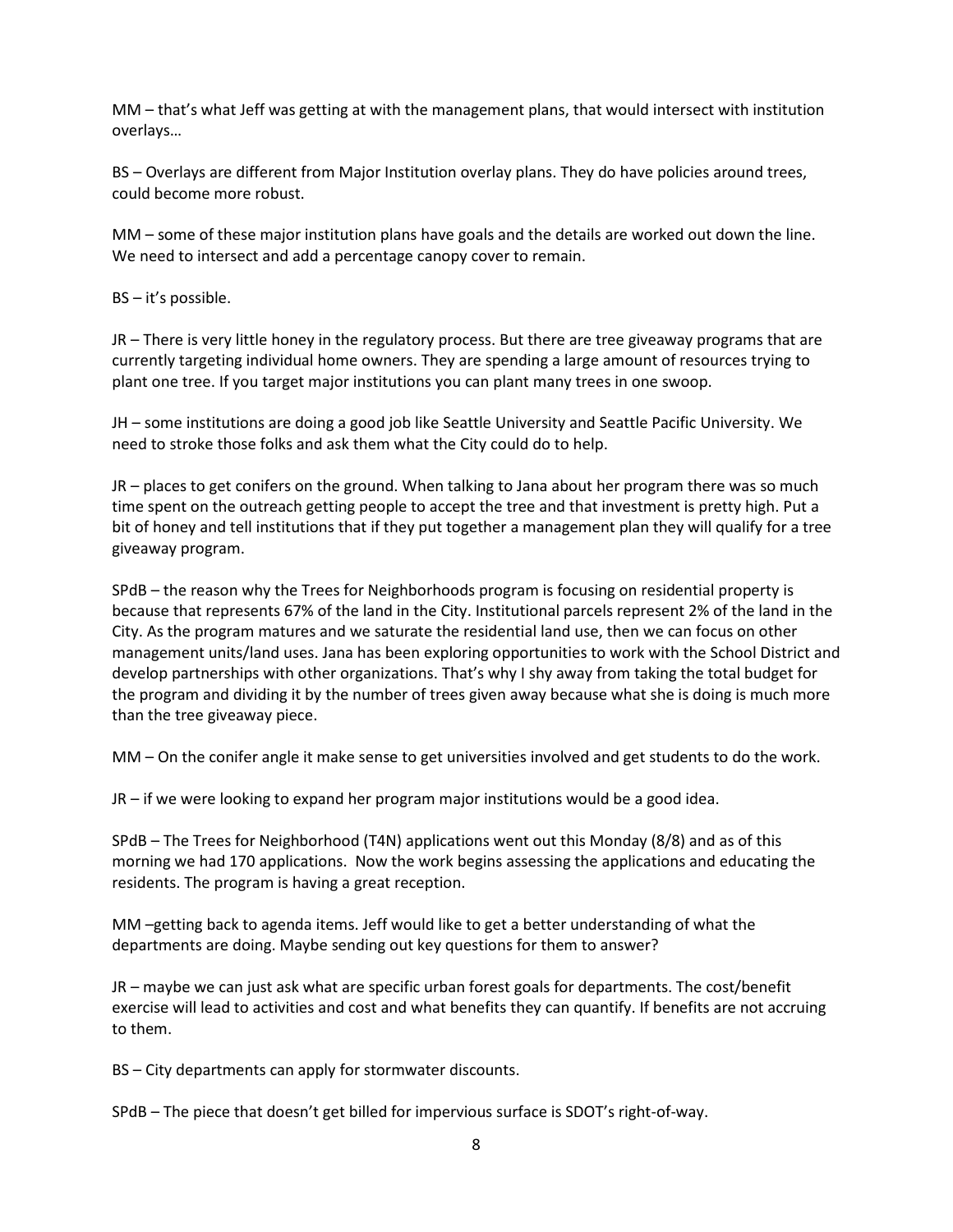MM – that's what Jeff was getting at with the management plans, that would intersect with institution overlays…

BS – Overlays are different from Major Institution overlay plans. They do have policies around trees, could become more robust.

MM – some of these major institution plans have goals and the details are worked out down the line. We need to intersect and add a percentage canopy cover to remain.

BS – it's possible.

JR – There is very little honey in the regulatory process. But there are tree giveaway programs that are currently targeting individual home owners. They are spending a large amount of resources trying to plant one tree. If you target major institutions you can plant many trees in one swoop.

JH – some institutions are doing a good job like Seattle University and Seattle Pacific University. We need to stroke those folks and ask them what the City could do to help.

JR – places to get conifers on the ground. When talking to Jana about her program there was so much time spent on the outreach getting people to accept the tree and that investment is pretty high. Put a bit of honey and tell institutions that if they put together a management plan they will qualify for a tree giveaway program.

SPdB – the reason why the Trees for Neighborhoods program is focusing on residential property is because that represents 67% of the land in the City. Institutional parcels represent 2% of the land in the City. As the program matures and we saturate the residential land use, then we can focus on other management units/land uses. Jana has been exploring opportunities to work with the School District and develop partnerships with other organizations. That's why I shy away from taking the total budget for the program and dividing it by the number of trees given away because what she is doing is much more than the tree giveaway piece.

MM – On the conifer angle it make sense to get universities involved and get students to do the work.

JR – if we were looking to expand her program major institutions would be a good idea.

SPdB – The Trees for Neighborhood (T4N) applications went out this Monday (8/8) and as of this morning we had 170 applications. Now the work begins assessing the applications and educating the residents. The program is having a great reception.

MM –getting back to agenda items. Jeff would like to get a better understanding of what the departments are doing. Maybe sending out key questions for them to answer?

JR – maybe we can just ask what are specific urban forest goals for departments. The cost/benefit exercise will lead to activities and cost and what benefits they can quantify. If benefits are not accruing to them.

BS – City departments can apply for stormwater discounts.

SPdB – The piece that doesn't get billed for impervious surface is SDOT's right-of-way.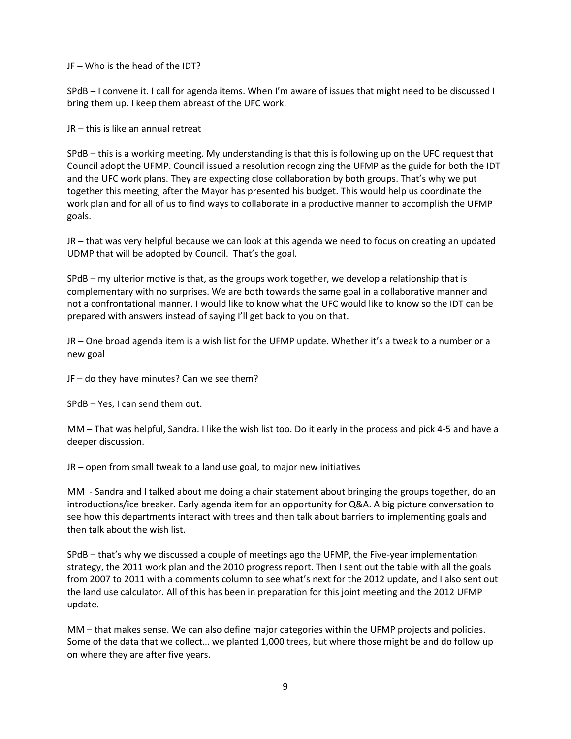JF – Who is the head of the IDT?

SPdB – I convene it. I call for agenda items. When I'm aware of issues that might need to be discussed I bring them up. I keep them abreast of the UFC work.

JR – this is like an annual retreat

SPdB – this is a working meeting. My understanding is that this is following up on the UFC request that Council adopt the UFMP. Council issued a resolution recognizing the UFMP as the guide for both the IDT and the UFC work plans. They are expecting close collaboration by both groups. That's why we put together this meeting, after the Mayor has presented his budget. This would help us coordinate the work plan and for all of us to find ways to collaborate in a productive manner to accomplish the UFMP goals.

JR – that was very helpful because we can look at this agenda we need to focus on creating an updated UDMP that will be adopted by Council. That's the goal.

SPdB – my ulterior motive is that, as the groups work together, we develop a relationship that is complementary with no surprises. We are both towards the same goal in a collaborative manner and not a confrontational manner. I would like to know what the UFC would like to know so the IDT can be prepared with answers instead of saying I'll get back to you on that.

JR – One broad agenda item is a wish list for the UFMP update. Whether it's a tweak to a number or a new goal

JF – do they have minutes? Can we see them?

SPdB – Yes, I can send them out.

MM – That was helpful, Sandra. I like the wish list too. Do it early in the process and pick 4-5 and have a deeper discussion.

JR – open from small tweak to a land use goal, to major new initiatives

MM - Sandra and I talked about me doing a chair statement about bringing the groups together, do an introductions/ice breaker. Early agenda item for an opportunity for Q&A. A big picture conversation to see how this departments interact with trees and then talk about barriers to implementing goals and then talk about the wish list.

SPdB – that's why we discussed a couple of meetings ago the UFMP, the Five-year implementation strategy, the 2011 work plan and the 2010 progress report. Then I sent out the table with all the goals from 2007 to 2011 with a comments column to see what's next for the 2012 update, and I also sent out the land use calculator. All of this has been in preparation for this joint meeting and the 2012 UFMP update.

MM – that makes sense. We can also define major categories within the UFMP projects and policies. Some of the data that we collect… we planted 1,000 trees, but where those might be and do follow up on where they are after five years.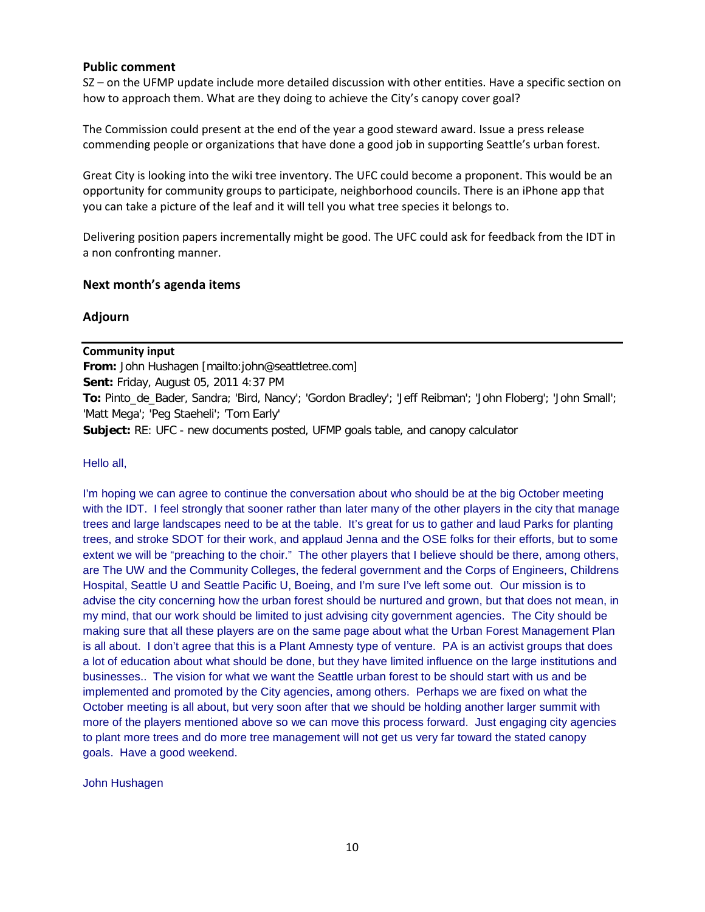### Public comment

SZ – on the UFMP update include more detailed discussion with other entities. Have a specific section on how to approach them. What are they doing to achieve the City's canopy cover goal?

The Commission could present at the end of the year a good steward award. Issue a press release commending people or organizations that have done a good job in supporting Seattle's urban forest.

Great City is looking into the wiki tree inventory. The UFC could become a proponent. This would be an opportunity for community groups to participate, neighborhood councils. There is an iPhone app that you can take a picture of the leaf and it will tell you what tree species it belongs to.

Delivering position papers incrementally might be good. The UFC could ask for feedback from the IDT in a non confronting manner.

### Next month's agenda items

### Adjourn

---

**Community input**

**From:** John Hushagen [mailto:john@seattletree.com]
**Sent:** Friday, August 05, 2011 4:37 PM
**To:** Pinto_de_Bader, Sandra; 'Bird, Nancy'; 'Gordon Bradley'; 'Jeff Reibman'; 'John Floberg'; 'John Small'; 'Matt Mega'; 'Peg Staeheli'; 'Tom Early'
**Subject:** RE: UFC - new documents posted, UFMP goals table, and canopy calculator

Hello all,

I'm hoping we can agree to continue the conversation about who should be at the big October meeting with the IDT. I feel strongly that sooner rather than later many of the other players in the city that manage trees and large landscapes need to be at the table. It's great for us to gather and laud Parks for planting trees, and stroke SDOT for their work, and applaud Jenna and the OSE folks for their efforts, but to some extent we will be "preaching to the choir." The other players that I believe should be there, among others, are The UW and the Community Colleges, the federal government and the Corps of Engineers, Childrens Hospital, Seattle U and Seattle Pacific U, Boeing, and I'm sure I've left some out. Our mission is to advise the city concerning how the urban forest should be nurtured and grown, but that does not mean, in my mind, that our work should be limited to just advising city government agencies. The City should be making sure that all these players are on the same page about what the Urban Forest Management Plan is all about. I don't agree that this is a Plant Amnesty type of venture. PA is an activist groups that does a lot of education about what should be done, but they have limited influence on the large institutions and businesses.. The vision for what we want the Seattle urban forest to be should start with us and be implemented and promoted by the City agencies, among others. Perhaps we are fixed on what the October meeting is all about, but very soon after that we should be holding another larger summit with more of the players mentioned above so we can move this process forward. Just engaging city agencies to plant more trees and do more tree management will not get us very far toward the stated canopy goals. Have a good weekend.

John Hushagen